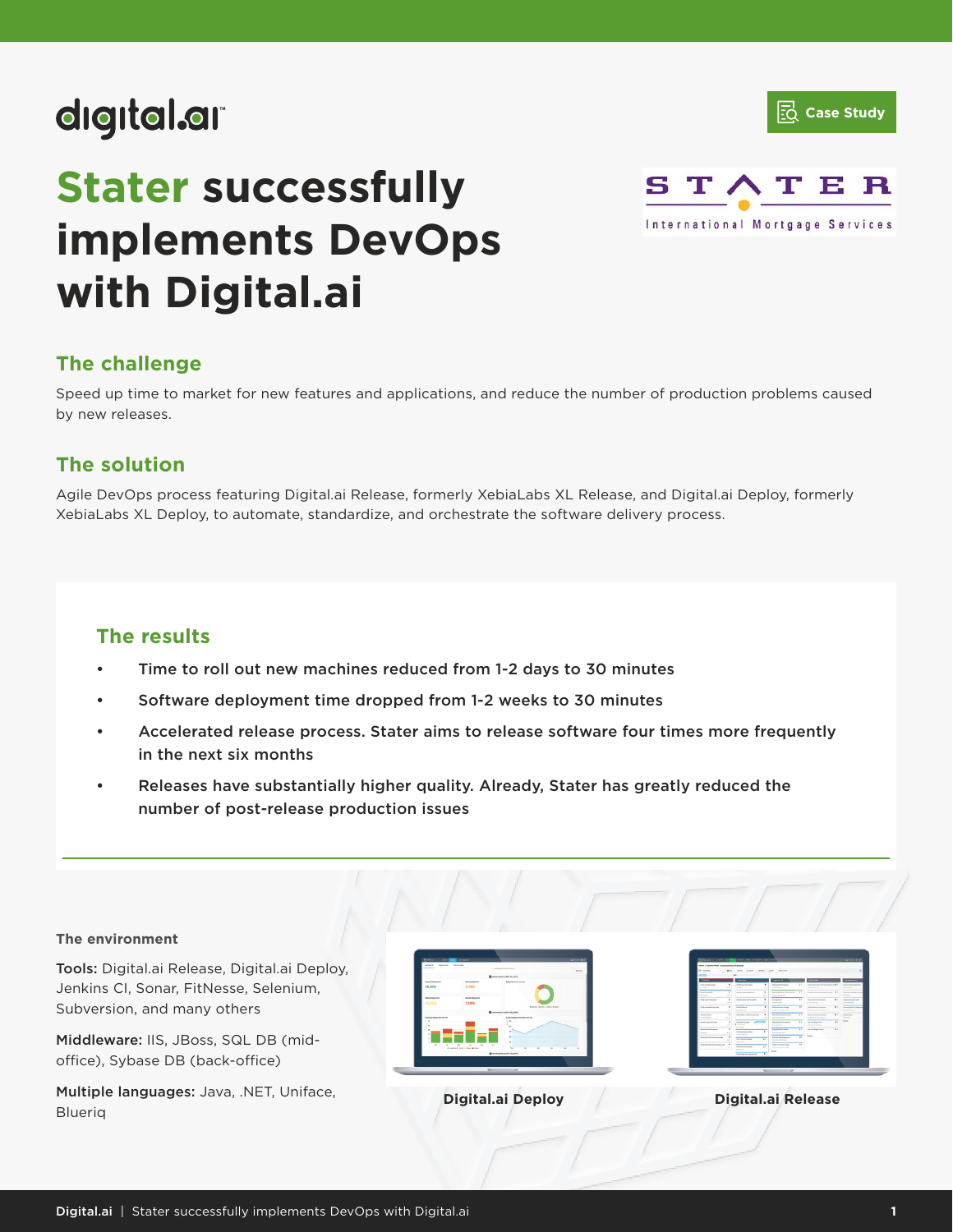Case Study

# Stater successfully implements DevOps with Digital.ai

## The challenge

Speed up time to market for new features and applications, and reduce the number of production problems caused by new releases.

## The solution

Agile DevOps process featuring Digital.ai Release, formerly XebiaLabs XL Release, and Digital.ai Deploy, formerly XebiaLabs XL Deploy, to automate, standardize, and orchestrate the software delivery process.

## The results

- Time to roll out new machines reduced from 1-2 days to 30 minutes
- Software deployment time dropped from 1-2 weeks to 30 minutes
- Accelerated release process. Stater aims to release software four times more frequently in the next six months
- Releases have substantially higher quality. Already, Stater has greatly reduced the number of post-release production issues

### The environment

**Tools:** Digital.ai Release, Digital.ai Deploy, Jenkins CI, Sonar, FitNesse, Selenium, Subversion, and many others

**Middleware:** IIS, JBoss, SQL DB (mid-office), Sybase DB (back-office)

**Multiple languages:** Java, .NET, Uniface, Blueriq

**Digital.ai Deploy**

**Digital.ai Release**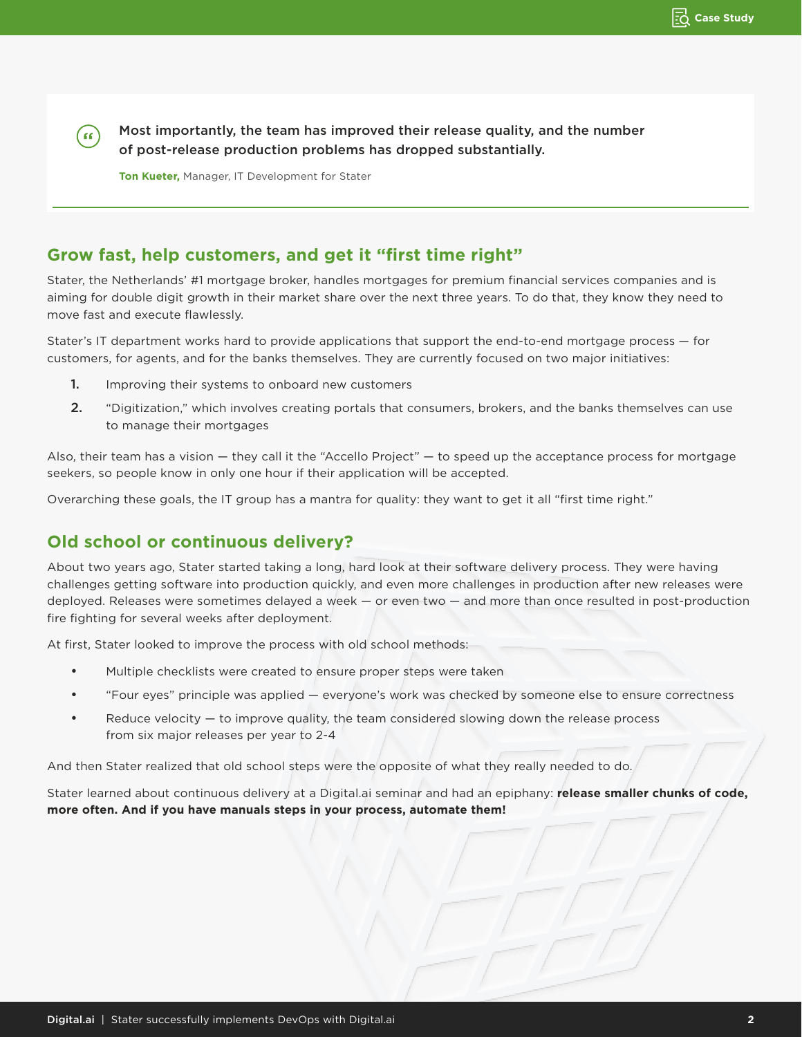> Most importantly, the team has improved their release quality, and the number of post-release production problems has dropped substantially.
>
> **Ton Kueter,** Manager, IT Development for Stater

## Grow fast, help customers, and get it "first time right"

Stater, the Netherlands' #1 mortgage broker, handles mortgages for premium financial services companies and is aiming for double digit growth in their market share over the next three years. To do that, they know they need to move fast and execute flawlessly.

Stater's IT department works hard to provide applications that support the end-to-end mortgage process — for customers, for agents, and for the banks themselves. They are currently focused on two major initiatives:

1. Improving their systems to onboard new customers
2. "Digitization," which involves creating portals that consumers, brokers, and the banks themselves can use to manage their mortgages

Also, their team has a vision — they call it the "Accello Project" — to speed up the acceptance process for mortgage seekers, so people know in only one hour if their application will be accepted.

Overarching these goals, the IT group has a mantra for quality: they want to get it all "first time right."

## Old school or continuous delivery?

About two years ago, Stater started taking a long, hard look at their software delivery process. They were having challenges getting software into production quickly, and even more challenges in production after new releases were deployed. Releases were sometimes delayed a week — or even two — and more than once resulted in post-production fire fighting for several weeks after deployment.

At first, Stater looked to improve the process with old school methods:

- Multiple checklists were created to ensure proper steps were taken
- "Four eyes" principle was applied — everyone's work was checked by someone else to ensure correctness
- Reduce velocity — to improve quality, the team considered slowing down the release process from six major releases per year to 2-4

And then Stater realized that old school steps were the opposite of what they really needed to do.

Stater learned about continuous delivery at a Digital.ai seminar and had an epiphany: **release smaller chunks of code, more often. And if you have manuals steps in your process, automate them!**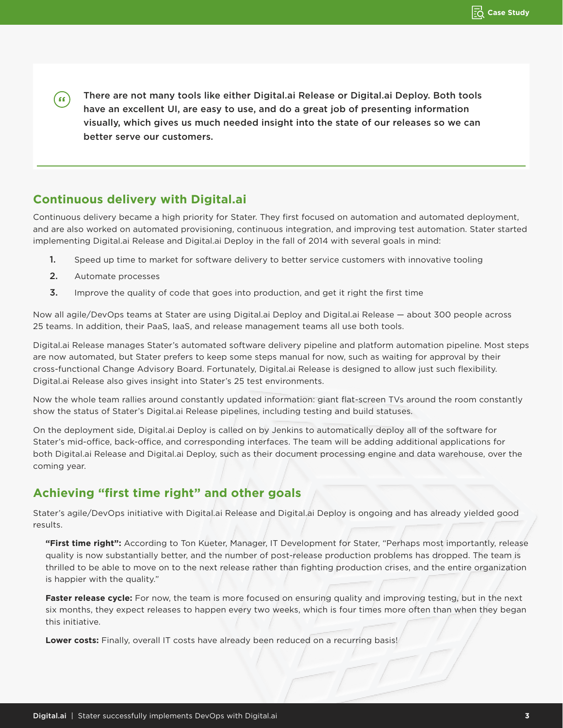> There are not many tools like either Digital.ai Release or Digital.ai Deploy. Both tools have an excellent UI, are easy to use, and do a great job of presenting information visually, which gives us much needed insight into the state of our releases so we can better serve our customers.

## Continuous delivery with Digital.ai

Continuous delivery became a high priority for Stater. They first focused on automation and automated deployment, and are also worked on automated provisioning, continuous integration, and improving test automation. Stater started implementing Digital.ai Release and Digital.ai Deploy in the fall of 2014 with several goals in mind:

1. Speed up time to market for software delivery to better service customers with innovative tooling
2. Automate processes
3. Improve the quality of code that goes into production, and get it right the first time

Now all agile/DevOps teams at Stater are using Digital.ai Deploy and Digital.ai Release — about 300 people across 25 teams. In addition, their PaaS, IaaS, and release management teams all use both tools.

Digital.ai Release manages Stater's automated software delivery pipeline and platform automation pipeline. Most steps are now automated, but Stater prefers to keep some steps manual for now, such as waiting for approval by their cross-functional Change Advisory Board. Fortunately, Digital.ai Release is designed to allow just such flexibility. Digital.ai Release also gives insight into Stater's 25 test environments.

Now the whole team rallies around constantly updated information: giant flat-screen TVs around the room constantly show the status of Stater's Digital.ai Release pipelines, including testing and build statuses.

On the deployment side, Digital.ai Deploy is called on by Jenkins to automatically deploy all of the software for Stater's mid-office, back-office, and corresponding interfaces. The team will be adding additional applications for both Digital.ai Release and Digital.ai Deploy, such as their document processing engine and data warehouse, over the coming year.

## Achieving "first time right" and other goals

Stater's agile/DevOps initiative with Digital.ai Release and Digital.ai Deploy is ongoing and has already yielded good results.

**"First time right":** According to Ton Kueter, Manager, IT Development for Stater, "Perhaps most importantly, release quality is now substantially better, and the number of post-release production problems has dropped. The team is thrilled to be able to move on to the next release rather than fighting production crises, and the entire organization is happier with the quality."

**Faster release cycle:** For now, the team is more focused on ensuring quality and improving testing, but in the next six months, they expect releases to happen every two weeks, which is four times more often than when they began this initiative.

**Lower costs:** Finally, overall IT costs have already been reduced on a recurring basis!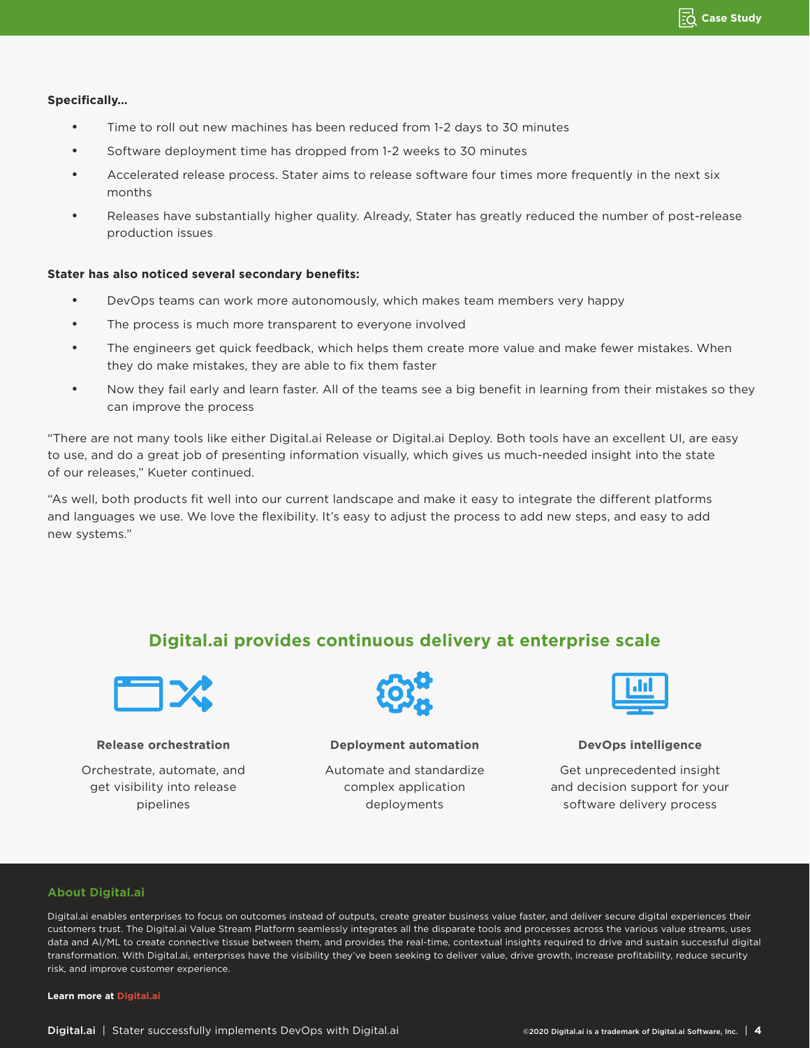**Specifically…**

- Time to roll out new machines has been reduced from 1-2 days to 30 minutes
- Software deployment time has dropped from 1-2 weeks to 30 minutes
- Accelerated release process. Stater aims to release software four times more frequently in the next six months
- Releases have substantially higher quality. Already, Stater has greatly reduced the number of post-release production issues

**Stater has also noticed several secondary benefits:**

- DevOps teams can work more autonomously, which makes team members very happy
- The process is much more transparent to everyone involved
- The engineers get quick feedback, which helps them create more value and make fewer mistakes. When they do make mistakes, they are able to fix them faster
- Now they fail early and learn faster. All of the teams see a big benefit in learning from their mistakes so they can improve the process

"There are not many tools like either Digital.ai Release or Digital.ai Deploy. Both tools have an excellent UI, are easy to use, and do a great job of presenting information visually, which gives us much-needed insight into the state of our releases," Kueter continued.

"As well, both products fit well into our current landscape and make it easy to integrate the different platforms and languages we use. We love the flexibility. It's easy to adjust the process to add new steps, and easy to add new systems."

## Digital.ai provides continuous delivery at enterprise scale

**Release orchestration**

Orchestrate, automate, and get visibility into release pipelines

**Deployment automation**

Automate and standardize complex application deployments

**DevOps intelligence**

Get unprecedented insight and decision support for your software delivery process

### About Digital.ai

Digital.ai enables enterprises to focus on outcomes instead of outputs, create greater business value faster, and deliver secure digital experiences their customers trust. The Digital.ai Value Stream Platform seamlessly integrates all the disparate tools and processes across the various value streams, uses data and AI/ML to create connective tissue between them, and provides the real-time, contextual insights required to drive and sustain successful digital transformation. With Digital.ai, enterprises have the visibility they've been seeking to deliver value, drive growth, increase profitability, reduce security risk, and improve customer experience.

**Learn more at Digital.ai**

©2020 Digital.ai is a trademark of Digital.ai Software, Inc.